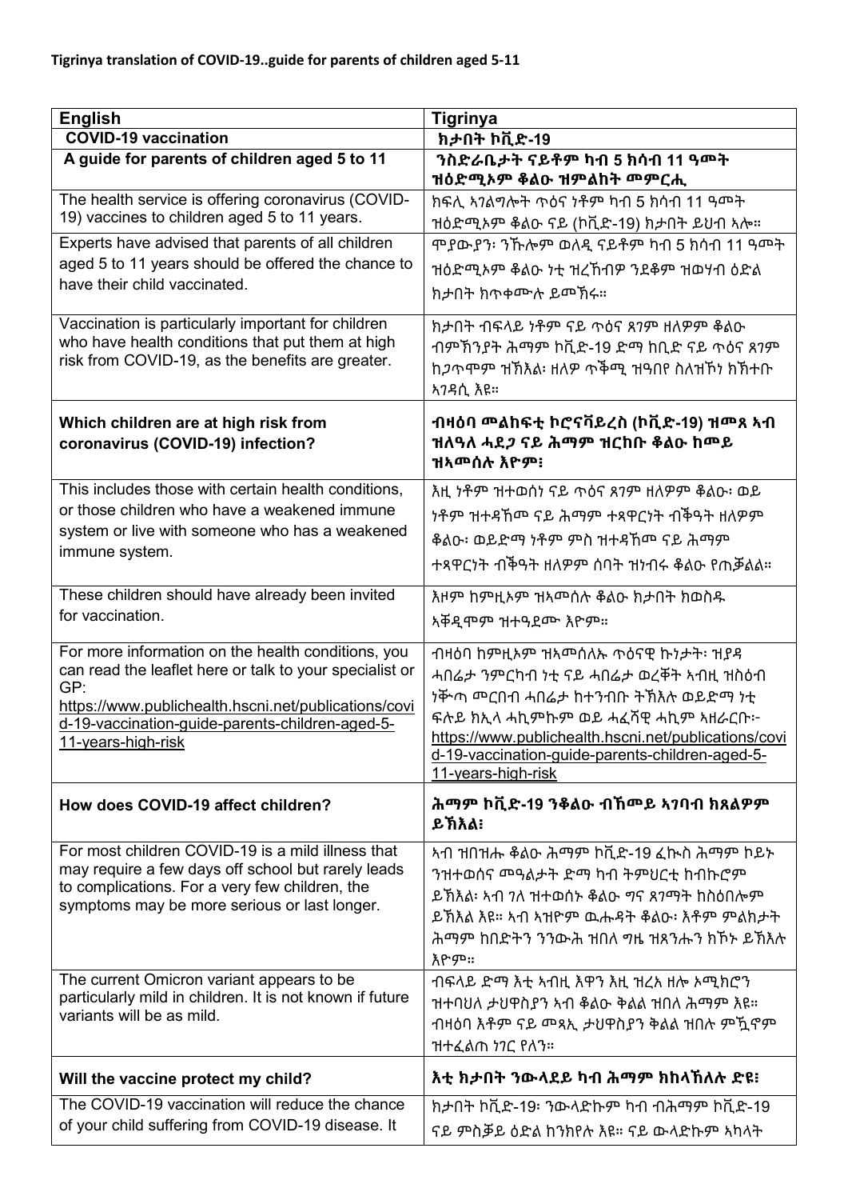**Tigrinya translation of COVID-19..guide for parents of children aged 5-11**

| English | Tigrinya |
| --- | --- |
| **COVID-19 vaccination** | **ክታበት ኮቪድ-19** |
| **A guide for parents of children aged 5 to 11** | **ንስድራቤታት ናይቶም ካብ 5 ክሳብ 11 ዓመት ዝዕድሚኦም ቆልዑ ዝምልከት መምርሒ** |
| The health service is offering coronavirus (COVID-19) vaccines to children aged 5 to 11 years. | ክፍሊ ኣገልግሎት ጥዕና ነቶም ካብ 5 ክሳብ 11 ዓመት ዝዕድሚኦም ቆልዑ ናይ (ኮቪድ-19) ክታበት ይህብ ኣሎ። |
| Experts have advised that parents of all children aged 5 to 11 years should be offered the chance to have their child vaccinated. | ሞያውያን፡ ንኹሎም ወለዲ ናይቶም ካብ 5 ክሳብ 11 ዓመት ዝዕድሚኦም ቆልዑ ነቲ ዝረኸብዎ ንደቆም ዝወሃብ ዕድል ክታበት ክጥቀሙሉ ይመኽሩ። |
| Vaccination is particularly important for children who have health conditions that put them at high risk from COVID-19, as the benefits are greater. | ክታበት ብፍላይ ነቶም ናይ ጥዕና ጸገም ዘለዎም ቆልዑ ብምኽንያት ሕማም ኮቪድ-19 ድማ ከቢድ ናይ ጥዕና ጸገም ከጋጥሞም ዝኽእል፡ ዘለዎ ጥቕሚ ዝዓበየ ስለዝኾነ ክኽተቡ ኣገዳሲ እዩ። |
| **Which children are at high risk from coronavirus (COVID-19) infection?** | **ብዛዕባ መልከፍቲ ኮሮናቫይረስ (ኮቪድ-19) ዝመጸ ኣብ ዝለዓለ ሓደጋ ናይ ሕማም ዝርከቡ ቆልዑ ከመይ ዝኣመሰሉ እዮም፧** |
| This includes those with certain health conditions, or those children who have a weakened immune system or live with someone who has a weakened immune system. | እዚ ነቶም ዝተወሰነ ናይ ጥዕና ጸገም ዘለዎም ቆልዑ፡ ወይ ነቶም ዝተዳኸመ ናይ ሕማም ተጻዋርነት ብቕዓት ዘለዎም ቆልዑ፡ ወይድማ ነቶም ምስ ዝተዳኸመ ናይ ሕማም ተጻዋርነት ብቕዓት ዘለዎም ሰባት ዝነብሩ ቆልዑ የጠቓልል። |
| These children should have already been invited for vaccination. | እዞም ከምዚኦም ዝኣመሰሉ ቆልዑ ክታበት ክወስዱ ኣቐዲሞም ዝተዓደሙ እዮም። |
| For more information on the health conditions, you can read the leaflet here or talk to your specialist or GP: https://www.publichealth.hscni.net/publications/covid-19-vaccination-guide-parents-children-aged-5-11-years-high-risk | ብዛዕባ ከምዚኦም ዝኣመሰለሉ ጥዕናዊ ኩነታት፡ ዝያዳ ሓበሬታ ንምርካብ ነቲ ናይ ሓበሬታ ወረቐት ኣብዚ ዝስዕብ ነቕጣ መርበብ ሓበሬታ ከተንብቡ ትኽእሉ ወይድማ ነቲ ፍሉይ ክኢላ ሓኪምኩም ወይ ሓፈሻዊ ሓኪም ኣዘራርቡ፦ https://www.publichealth.hscni.net/publications/covid-19-vaccination-guide-parents-children-aged-5-11-years-high-risk |
| **How does COVID-19 affect children?** | **ሕማም ኮቪድ-19 ንቆልዑ ብኸመይ ኣገባብ ክጸልዎም ይኽእል፧** |
| For most children COVID-19 is a mild illness that may require a few days off school but rarely leads to complications. For a very few children, the symptoms may be more serious or last longer. | ኣብ ዝበዝሑ ቆልዑ ሕማም ኮቪድ-19 ፈኲስ ሕማም ኮይኑ ንዝተወሰና መዓልታት ድማ ካብ ትምህርቲ ክብኩሮም ይኽእል፡ ኣብ ገለ ዝተወሰኑ ቆልዑ ግና ጸገማት ከስዕበሎም ይኽእል እዩ። ኣብ ኣዝዮም ዉሑዳት ቆልዑ፡ እቶም ምልክታት ሕማም ከበድትን ንንውሕ ዝበለ ግዜ ዝጸንሑን ክኾኑ ይኽእሉ እዮም። |
| The current Omicron variant appears to be particularly mild in children. It is not known if future variants will be as mild. | ብፍላይ ድማ እቲ ኣብዚ እዋን እዚ ዝረአ ዘሎ ኦሚክሮን ዝተባህለ ታህዋስያን ኣብ ቆልዑ ቅልል ዝበለ ሕማም እዩ። ብዛዕባ እቶም ናይ መጻኢ ታህዋስያን ቅልል ዝበሉ ምዃኖም ዝተፈልጠ ነገር የለን። |
| **Will the vaccine protect my child?** | **እቲ ክታበት ንውላደይ ካብ ሕማም ክከላኸለሉ ድዩ፧** |
| The COVID-19 vaccination will reduce the chance of your child suffering from COVID-19 disease. It | ክታበት ኮቪድ-19፡ ንውላድኩም ካብ ብሕማም ኮቪድ-19 ናይ ምስቓይ ዕድል ከንክየሉ እዩ። ናይ ውላድኩም ኣካላት |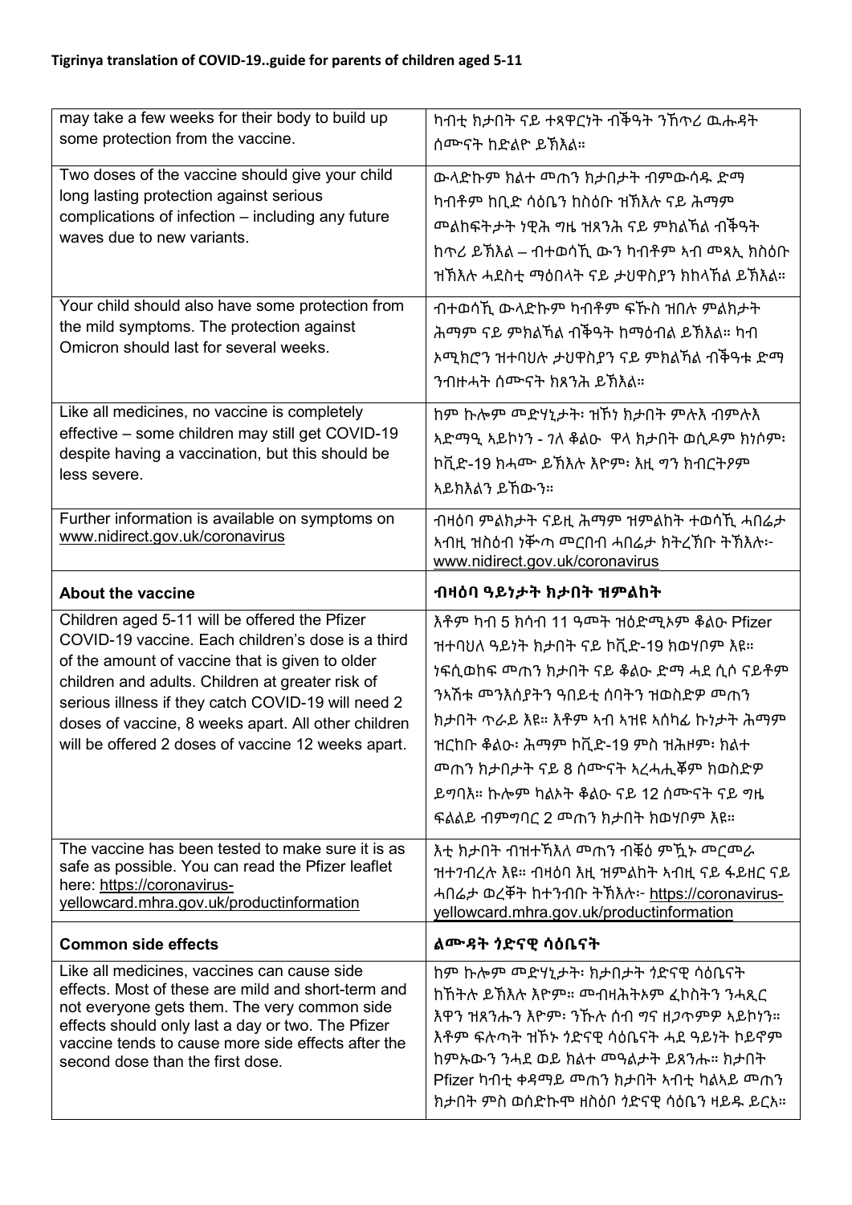**Tigrinya translation of COVID-19..guide for parents of children aged 5-11**

| | |
|---|---|
| may take a few weeks for their body to build up some protection from the vaccine. | ካብቲ ክታበት ናይ ተጻዋርነት ብቕዓት ንኽጥሪ ዉሑዳት ሰሙናት ከድልዮ ይኽእል። |
| Two doses of the vaccine should give your child long lasting protection against serious complications of infection – including any future waves due to new variants. | ውላድኩም ክልተ መጠን ክታበታት ብምውሳዱ ድማ ካብቶም ከቢድ ሳዕቤን ከስዕቡ ዝኽእሉ ናይ ሕማም መልከፍትታት ነዊሕ ግዜ ዝጸንሕ ናይ ምክልኻል ብቕዓት ከጥሪ ይኽእል – ብተወሳኺ ውን ካብቶም ኣብ መጻኢ ክስዕቡ ዝኽእሉ ሓደስቲ ማዕበላት ናይ ታህዋስያን ክከላኸል ይኽእል። |
| Your child should also have some protection from the mild symptoms. The protection against Omicron should last for several weeks. | ብተወሳኺ ውላድኩም ካብቶም ፍኹስ ዝበሉ ምልክታት ሕማም ናይ ምክልኻል ብቕዓት ከማዕብል ይኽእል። ካብ ኦሚክሮን ዝተባህሉ ታህዋስያን ናይ ምክልኻል ብቕዓቱ ድማ ንብዙሓት ሰሙናት ክጸንሕ ይኽእል። |
| Like all medicines, no vaccine is completely effective – some children may still get COVID-19 despite having a vaccination, but this should be less severe. | ከም ኩሎም መድሃኒታት፡ ዝኾነ ክታበት ምሉእ ብምሉእ ኣድማዒ ኣይኮነን - ገለ ቆልዑ ዋላ ክታበት ወሲዶም ከነሶም፡ ኮቪድ-19 ክሓሙ ይኽእሉ እዮም፡ እዚ ግን ክብርትዖም ኣይክእልን ይኸውን። |
| Further information is available on symptoms on www.nidirect.gov.uk/coronavirus | ብዛዕባ ምልክታት ናይዚ ሕማም ዝምልከት ተወሳኺ ሓበሬታ ኣብዚ ዝስዕብ ነቕጣ መርበብ ሓበሬታ ክትረኽቡ ትኽእሉ፦ www.nidirect.gov.uk/coronavirus |
| **About the vaccine** | **ብዛዕባ ዓይነታት ክታበት ዝምልከት** |
| Children aged 5-11 will be offered the Pfizer COVID-19 vaccine. Each children's dose is a third of the amount of vaccine that is given to older children and adults. Children at greater risk of serious illness if they catch COVID-19 will need 2 doses of vaccine, 8 weeks apart. All other children will be offered 2 doses of vaccine 12 weeks apart. | እቶም ካብ 5 ክሳብ 11 ዓመት ዝዕድሚኦም ቆልዑ Pfizer ዝተባህለ ዓይነት ክታበት ናይ ኮቪድ-19 ክወሃቦም እዩ። ነፍሲወከፍ መጠን ክታበት ናይ ቆልዑ ድማ ሓደ ሲሶ ናይቶም ንኣሽቱ መንእሰያትን ዓበይቲ ሰባትን ዝወስድዎ መጠን ክታበት ጥራይ እዩ። እቶም ኣብ ኣዝዩ ኣሰካፊ ኩነታት ሕማም ዝርከቡ ቆልዑ፡ ሕማም ኮቪድ-19 ምስ ዝሕዞም፡ ክልተ መጠን ክታበታት ናይ 8 ሰሙናት ኣረሓሒቖም ክወስድዎ ይግባእ። ኩሎም ካልኦት ቆልዑ ናይ 12 ሰሙናት ናይ ግዜ ፍልልይ ብምግባር 2 መጠን ክታበት ክወሃቦም እዩ። |
| The vaccine has been tested to make sure it is as safe as possible. You can read the Pfizer leaflet here: https://coronavirus-yellowcard.mhra.gov.uk/productinformation | እቲ ክታበት ብዝተኻእለ መጠን ብቑዕ ምዃኑ መርመራ ዝተገብረሉ እዩ። ብዛዕባ እዚ ዝምልከት ኣብዚ ናይ ፋይዘር ናይ ሓበሬታ ወረቐት ከተንብቡ ትኽእሉ፦ https://coronavirus-yellowcard.mhra.gov.uk/productinformation |
| **Common side effects** | **ልሙዳት ጎድናዊ ሳዕቤናት** |
| Like all medicines, vaccines can cause side effects. Most of these are mild and short-term and not everyone gets them. The very common side effects should only last a day or two. The Pfizer vaccine tends to cause more side effects after the second dose than the first dose. | ከም ኩሎም መድሃኒታት፡ ክታበታት ጎድናዊ ሳዕቤናት ከኸትሉ ይኽእሉ እዮም። መብዛሕትኦም ፈኮስትን ንሓጺር እዋን ዝጸንሑን እዮም፡ ንኹሉ ሰብ ግና ዘጋጥምዎ ኣይኮነን። እቶም ፍሉጣት ዝኾኑ ጎድናዊ ሳዕቤናት ሓደ ዓይነት ኮይኖም ከምኡውን ንሓደ ወይ ክልተ መዓልታት ይጸንሑ። ክታበት Pfizer ካብቲ ቀዳማይ መጠን ክታበት ኣብቲ ካልኣይ መጠን ክታበት ምስ ወሰድኩሞ ዘስዕቦ ጎድናዊ ሳዕቤን ዛይዱ ይርአ። |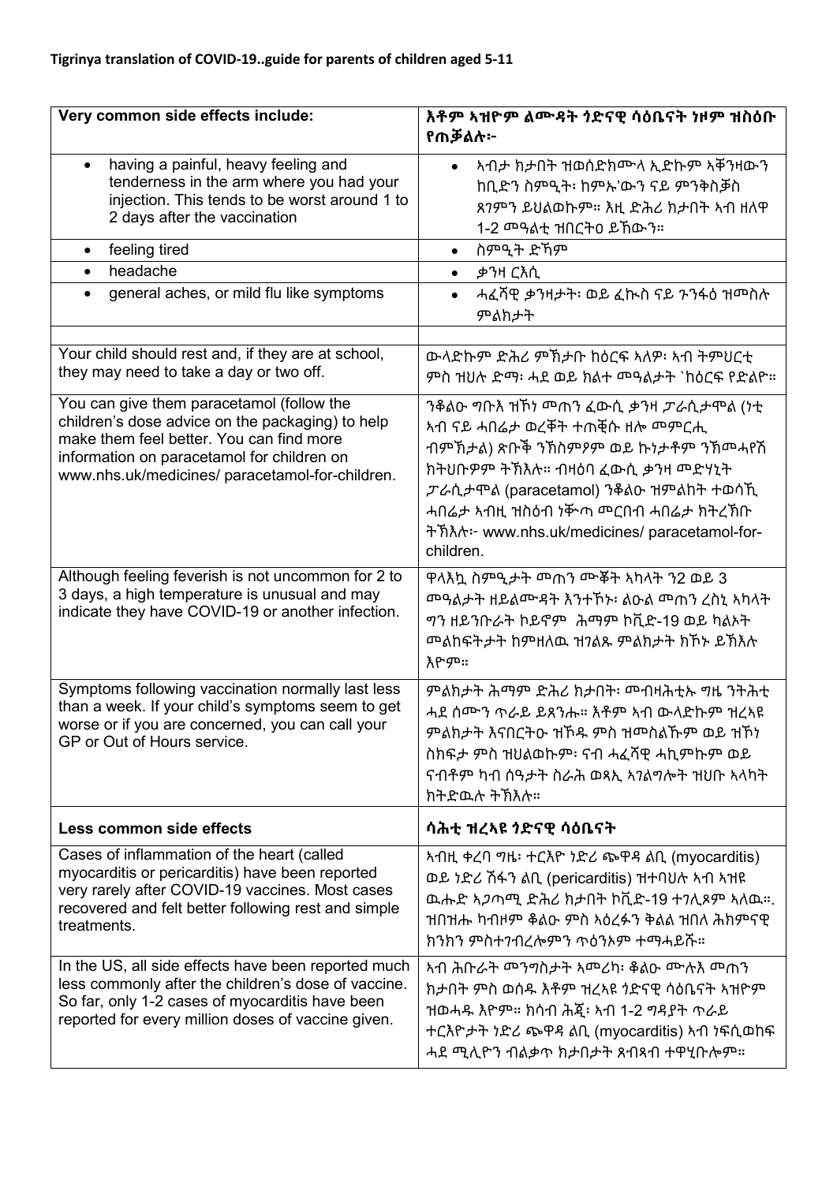**Tigrinya translation of COVID-19..guide for parents of children aged 5-11**

| **Very common side effects include:** | **እቶም ኣዝዮም ልሙዳት ጎድናዊ ሳዕቤናት ነዞም ዝስዕቡ የጠቓልሉ፦** |
|---|---|
| • having a painful, heavy feeling and tenderness in the arm where you had your injection. This tends to be worst around 1 to 2 days after the vaccination | • ኣብታ ክታበት ዝወሰድክሙላ ኢድኩም ኣቑንዛውን ከቢድን ስምዒት፡ ከምኡ'ውን ናይ ምንቅስቓስ ጸገምን ይህልወኩም። እዚ ድሕሪ ክታበት ኣብ ዘለዋ 1-2 መዓልቲ ዝበርትዕ ይኸውን። |
| • feeling tired | • ስምዒት ድኻም |
| • headache | • ቃንዛ ርእሲ |
| • general aches, or mild flu like symptoms | • ሓፈሻዊ ቃንዛታት፡ ወይ ፈኲስ ናይ ጉንፋዕ ዝመስሉ ምልክታት |
| | |
| Your child should rest and, if they are at school, they may need to take a day or two off. | ውላድኩም ድሕሪ ምኽታቡ ክዕርፍ ኣለዎ፡ ኣብ ትምህርቲ ምስ ዝህሉ ድማ፡ ሓደ ወይ ክልተ መዓልታት `ክዕርፍ የድልዮ። |
| You can give them paracetamol (follow the children's dose advice on the packaging) to help make them feel better. You can find more information on paracetamol for children on www.nhs.uk/medicines/ paracetamol-for-children. | ንቆልዑ ግቡእ ዝኾነ መጠን ፈውሲ ቃንዛ ፓራሲታሞል (ነቲ ኣብ ናይ ሓበሬታ ወረቐት ተጠቒሱ ዘሎ መምርሒ ብምኽታል) ጽቡቕ ንኽስምዖም ወይ ኩነታቶም ንኽመሓየሽ ክትህቡዎም ትኽእሉ። ብዛዕባ ፈውሲ ቃንዛ መድሃኒት ፓራሲታሞል (paracetamol) ንቆልዑ ዝምልከት ተወሳኺ ሓበሬታ ኣብዚ ዝስዕብ ነቑጣ መርበብ ሓበሬታ ክትረኽቡ ትኽእሉ፦ www.nhs.uk/medicines/ paracetamol-for-children. |
| Although feeling feverish is not uncommon for 2 to 3 days, a high temperature is unusual and may indicate they have COVID-19 or another infection. | ዋላእኳ ስምዒታት መጠን ሙቐት ኣካላት ን2 ወይ 3 መዓልታት ዘይልሙዳት እንተኾኑ፡ ልዑል መጠን ረስኒ ኣካላት ግን ዘይንቡራት ኮይኖም ሕማም ኮቪድ-19 ወይ ካልኦት መልከፍትታት ከምዘለዉ ዝገልጹ ምልክታት ክኾኑ ይኽእሉ እዮም። |
| Symptoms following vaccination normally last less than a week. If your child's symptoms seem to get worse or if you are concerned, you can call your GP or Out of Hours service. | ምልክታት ሕማም ድሕሪ ክታበት፡ መብዛሕቲኡ ግዜ ንትሕቲ ሓደ ሰሙን ጥራይ ይጸንሑ። እቶም ኣብ ውላድኩም ዝረኣዩ ምልክታት እናበርትዑ ዝኾዱ ምስ ዝመስልኹም ወይ ዝኾነ ስክፍታ ምስ ዝህልወኩም፡ ናብ ሓፈሻዊ ሓኪምኩም ወይ ናብቶም ካብ ሰዓታት ስራሕ ወጻኢ ኣገልግሎት ዝህቡ ኣላካት ክትድዉሉ ትኽእሉ። |
| **Less common side effects** | **ሳሕቲ ዝረኣዩ ጎድናዊ ሳዕቤናት** |
| Cases of inflammation of the heart (called myocarditis or pericarditis) have been reported very rarely after COVID-19 vaccines. Most cases recovered and felt better following rest and simple treatments. | ኣብዚ ቀረባ ግዜ፡ ተርእዮ ነድሪ ጭዋዳ ልቢ (myocarditis) ወይ ነድሪ ሽፋን ልቢ (pericarditis) ዝተባህሉ ኣብ ኣዝዩ ዉሑድ ኣጋጣሚ ድሕሪ ክታበት ኮቪድ-19 ተገሊጾም ኣለዉ። ዝበዝሑ ካብዞም ቆልዑ ምስ ኣዕረፉን ቅልል ዝበለ ሕክምናዊ ክንክን ምስተገብረሎምን ጥዕንኦም ተማሓይሹ። |
| In the US, all side effects have been reported much less commonly after the children's dose of vaccine. So far, only 1-2 cases of myocarditis have been reported for every million doses of vaccine given. | ኣብ ሕቡራት መንግስታት ኣመሪካ፡ ቆልዑ ሙሉእ መጠን ክታበት ምስ ወሰዱ እቶም ዝረኣዩ ጎድናዊ ሳዕቤናት ኣዝዮም ዝወሓዱ እዮም። ክሳብ ሕጂ፡ ኣብ 1-2 ግዳያት ጥራይ ተርእዮታት ነድሪ ጭዋዳ ልቢ (myocarditis) ኣብ ነፍሲወከፍ ሓደ ሚሊዮን ብልቃጥ ክታበታት ጸብጻብ ተዋሂቡሎም። |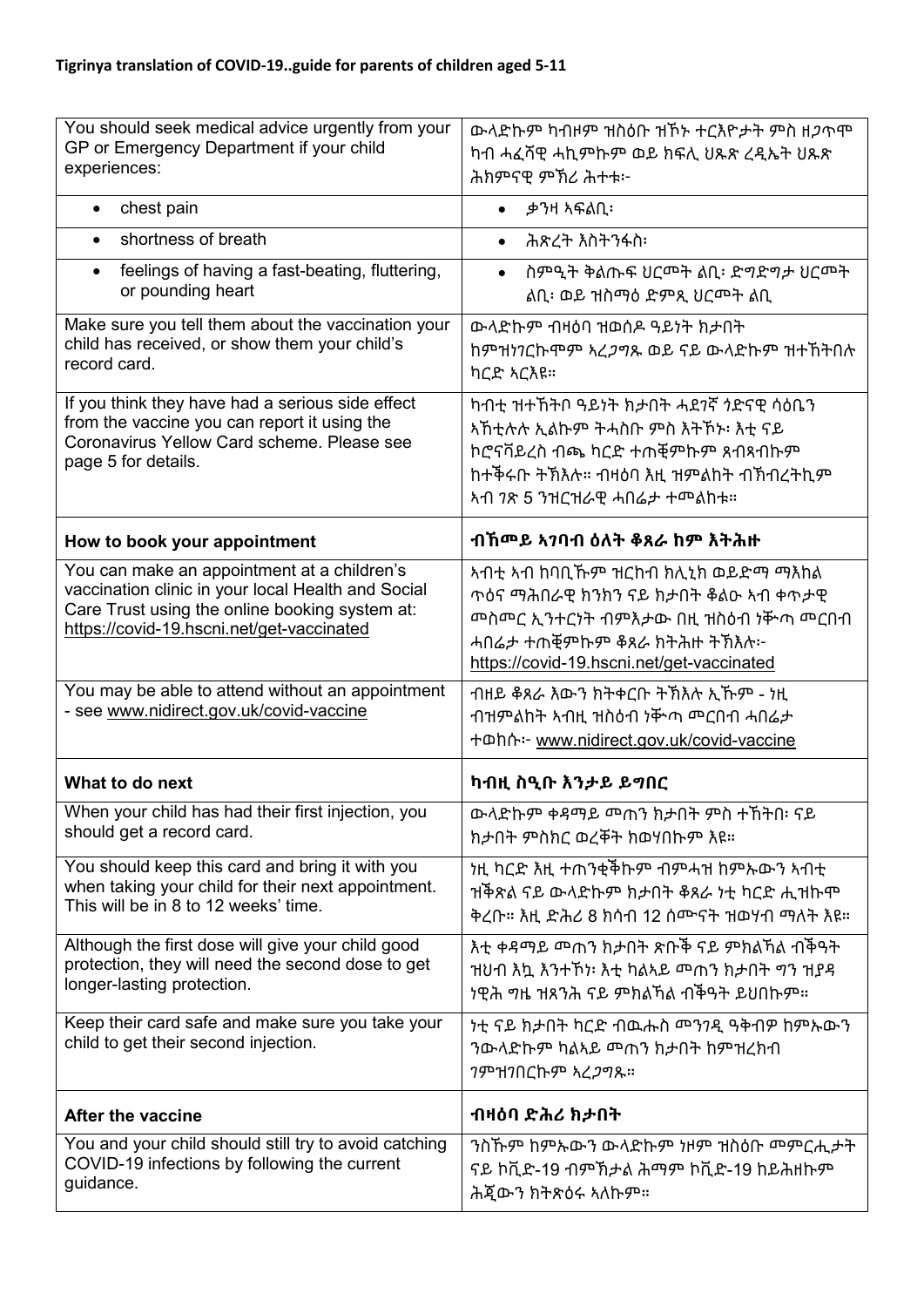**Tigrinya translation of COVID-19..guide for parents of children aged 5-11**

| | |
|---|---|
| You should seek medical advice urgently from your GP or Emergency Department if your child experiences: | ውላድኩም ካብዞም ዝስዕቡ ዝኾኑ ተርእዮታት ምስ ዘጋጥሞ ካብ ሓፈሻዊ ሓኪምኩም ወይ ክፍሊ ህጹጽ ረዲኤት ህጹጽ ሕክምናዊ ምኽሪ ሕተቱ፦ |
| • chest pain | • ቃንዛ ኣፍልቢ፡ |
| • shortness of breath | • ሕጽረት እስትንፋስ፡ |
| • feelings of having a fast-beating, fluttering, or pounding heart | • ስምዒት ቅልጡፍ ህርመት ልቢ፡ ድግድግታ ህርመት ልቢ፡ ወይ ዝስማዕ ድምጺ ህርመት ልቢ |
| Make sure you tell them about the vaccination your child has received, or show them your child's record card. | ውላድኩም ብዛዕባ ዝወሰዶ ዓይነት ክታበት ከምዝነገርኩሞም ኣረጋግጹ ወይ ናይ ውላድኩም ዝተኸትበሉ ካርድ ኣርእዩ። |
| If you think they have had a serious side effect from the vaccine you can report it using the Coronavirus Yellow Card scheme. Please see page 5 for details. | ካብቲ ዝተኸትቦ ዓይነት ክታበት ሓደገኛ ጎድናዊ ሳዕቤን ኣኸቲሉሉ ኢልኩም ትሓስቡ ምስ እትኾኑ፡ እቲ ናይ ኮሮናቫይረስ ብጫ ካርድ ተጠቂምኩም ጸብጻብኩም ከተቕርቡ ትኽእሉ። ብዛዕባ እዚ ዝምልከት ብኽብረትኪም ኣብ ገጽ 5 ንዝርዝራዊ ሓበሬታ ተመልከቱ። |
| **How to book your appointment** | **ብኸመይ ኣገባብ ዕለት ቆጸራ ከም እትሕዙ** |
| You can make an appointment at a children's vaccination clinic in your local Health and Social Care Trust using the online booking system at: https://covid-19.hscni.net/get-vaccinated | ኣብቲ ኣብ ከባቢኹም ዝርከብ ክሊኒክ ወይድማ ማእከል ጥዕና ማሕበራዊ ክንክን ናይ ክታበት ቆልዑ ኣብ ቀጥታዊ መስመር ኢንተርነት ብምእታው በዚ ዝስዕብ ነቕጣ መርበብ ሓበሬታ ተጠቂምኩም ቆጸራ ክትሕዙ ትኽእሉ፦ https://covid-19.hscni.net/get-vaccinated |
| You may be able to attend without an appointment - see www.nidirect.gov.uk/covid-vaccine | ብዘይ ቆጸራ እውን ክትቀርቡ ትኽእሉ ኢኹም - ነዚ ብዝምልከት ኣብዚ ዝስዕብ ነቕጣ መርበብ ሓበሬታ ተወከሱ፦ www.nidirect.gov.uk/covid-vaccine |
| **What to do next** | **ካብዚ ስዒቡ እንታይ ይግበር** |
| When your child has had their first injection, you should get a record card. | ውላድኩም ቀዳማይ መጠን ክታበት ምስ ተኸትበ፡ ናይ ክታበት ምስክር ወረቐት ክወሃበኩም እዩ። |
| You should keep this card and bring it with you when taking your child for their next appointment. This will be in 8 to 12 weeks' time. | ነዚ ካርድ እዚ ተጠንቂቕኩም ብምሓዝ ከምኡውን ኣብቲ ዝቕጽል ናይ ውላድኩም ክታበት ቆጸራ ነቲ ካርድ ሒዝኩሞ ቅረቡ። እዚ ድሕሪ 8 ክሳብ 12 ሰሙናት ዝወሃብ ማለት እዩ። |
| Although the first dose will give your child good protection, they will need the second dose to get longer-lasting protection. | እቲ ቀዳማይ መጠን ክታበት ጽቡቕ ናይ ምክልኻል ብቕዓት ዝህብ እኳ እንተኾነ፡ እቲ ካልኣይ መጠን ክታበት ግን ዝያዳ ነዊሕ ግዜ ዝጸንሕ ናይ ምክልኻል ብቕዓት ይህበኩም። |
| Keep their card safe and make sure you take your child to get their second injection. | ነቲ ናይ ክታበት ካርድ ብዉሑስ መንገዲ ዓቅብዎ ከምኡውን ንውላድኩም ካልኣይ መጠን ክታበት ከምዝረክብ ገምዝገበርኩም ኣረጋግጹ። |
| **After the vaccine** | **ብዛዕባ ድሕሪ ክታበት** |
| You and your child should still try to avoid catching COVID-19 infections by following the current guidance. | ንስኹም ከምኡውን ውላድኩም ነዞም ዝስዕቡ መምርሒታት ናይ ኮቪድ-19 ብምኽታል ሕማም ኮቪድ-19 ከይሕዘኩም ሕጂውን ክትጽዕሩ ኣለኩም። |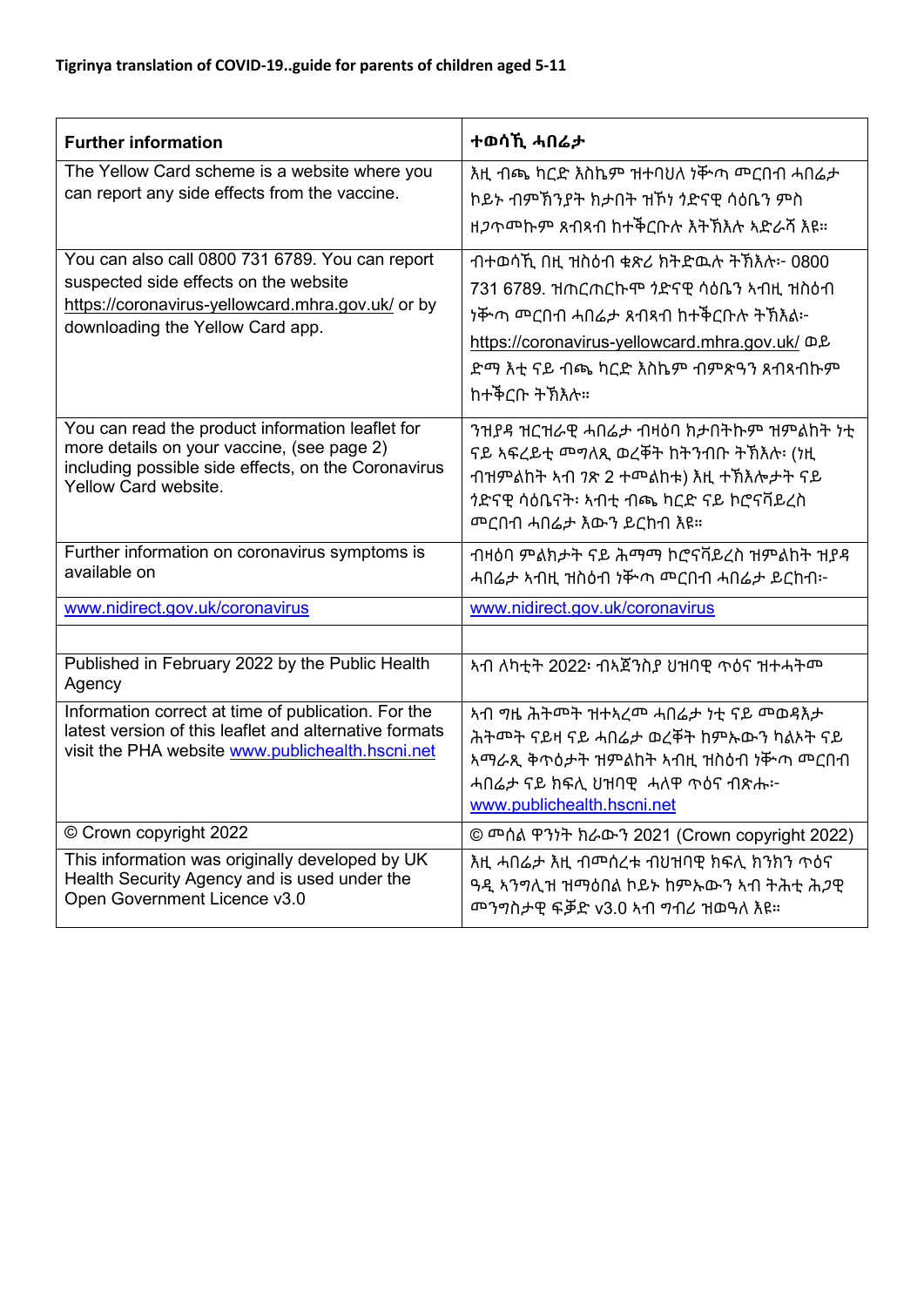**Tigrinya translation of COVID-19..guide for parents of children aged 5-11**

| **Further information** | **ተወሳኺ ሓበሬታ** |
|---|---|
| The Yellow Card scheme is a website where you can report any side effects from the vaccine. | እዚ ብጫ ካርድ እስኪም ዝተባህለ ነቑጣ መርበብ ሓበሬታ ከይኑ ብምኽንያት ክታበት ዝኾነ ጎድናዊ ሳዕቤን ምስ ዘጋጥመኩም ጸብጻብ ከተቕርቡሉ እትኽእሉ ኣድራሻ እዩ። |
| You can also call 0800 731 6789. You can report suspected side effects on the website https://coronavirus-yellowcard.mhra.gov.uk/ or by downloading the Yellow Card app. | ብተወሳኺ በዚ ዝስዕብ ቁጽሪ ክትድውሉ ትኽእሉ፦ 0800 731 6789. ዝጠርጠርኩሞ ጎድናዊ ሳዕቤን ኣብዚ ዝስዕብ ነቑጣ መርበብ ሓበሬታ ጸብጻብ ከተቕርቡሉ ትኽእል፦ https://coronavirus-yellowcard.mhra.gov.uk/ ወይ ድማ እቲ ናይ ብጫ ካርድ እስኪም ብምጽዓን ጸብጻብኩም ከተቕርቡ ትኽእሉ። |
| You can read the product information leaflet for more details on your vaccine, (see page 2) including possible side effects, on the Coronavirus Yellow Card website. | ንዝያዳ ዝርዝራዊ ሓበሬታ ብዛዕባ ክታበትኩም ዝምልከት ነቲ ናይ ኣፍረይቲ መግለጺ ወረቐት ከትንብቡ ትኽእሉ፡ (ነዚ ብዝምልከት ኣብ ገጽ 2 ተመልከቱ) እዚ ተኽእሎታት ናይ ጎድናዊ ሳዕቤናት፡ ኣብቲ ብጫ ካርድ ናይ ኮሮናቫይረስ መርበብ ሓበሬታ እውን ይርከብ እዩ። |
| Further information on coronavirus symptoms is available on | ብዛዕባ ምልክታት ናይ ሕማማ ኮሮናቫይረስ ዝምልከት ዝያዳ ሓበሬታ ኣብዚ ዝስዕብ ነቑጣ መርበብ ሓበሬታ ይርከብ፦ |
| www.nidirect.gov.uk/coronavirus | www.nidirect.gov.uk/coronavirus |
| | |
| Published in February 2022 by the Public Health Agency | ኣብ ለካቲት 2022፡ ብኣጀንስያ ህዝባዊ ጥዕና ዝተሓትመ |
| Information correct at time of publication. For the latest version of this leaflet and alternative formats visit the PHA website www.publichealth.hscni.net | ኣብ ግዜ ሕትመት ዝተኣረመ ሓበሬታ ነቲ ናይ መወዳእታ ሕትመት ናይዛ ናይ ሓበሬታ ወረቐት ከምኡውን ካልኦት ናይ ኣማራጺ ቅጥዕታት ዝምልከት ኣብዚ ዝስዕብ ነቑጣ መርበብ ሓበሬታ ናይ ክፍሊ ህዝባዊ ሓለዋ ጥዕና ብጽሑ፦ www.publichealth.hscni.net |
| © Crown copyright 2022 | © መሰል ዋንነት ክራውን 2021 (Crown copyright 2022) |
| This information was originally developed by UK Health Security Agency and is used under the Open Government Licence v3.0 | እዚ ሓበሬታ እዚ ብመሰረቱ ብህዝባዊ ክፍሊ ክንክን ጥዕና ዓዲ ኣንግሊዝ ዝማዕበል ኮይኑ ከምኡውን ኣብ ትሕቲ ሕጋዊ መንግስታዊ ፍቓድ v3.0 ኣብ ግብሪ ዝወዓለ እዩ። |